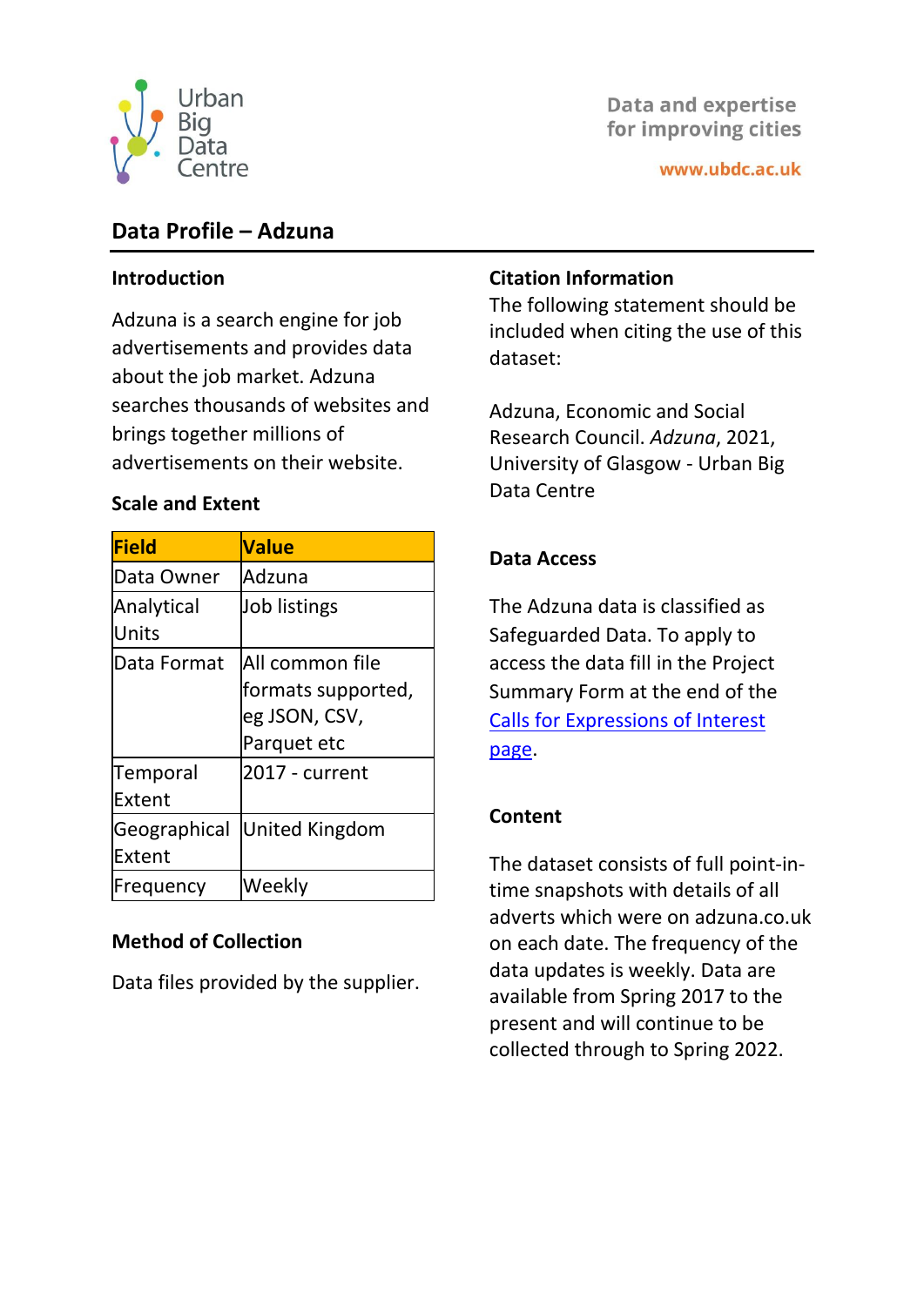Urban Big Data Centre

Data and expertise for improving cities

www.ubdc.ac.uk

# Data Profile – Adzuna

## Introduction

Adzuna is a search engine for job advertisements and provides data about the job market. Adzuna searches thousands of websites and brings together millions of advertisements on their website.

## Scale and Extent

| Field | Value |
| --- | --- |
| Data Owner | Adzuna |
| Analytical Units | Job listings |
| Data Format | All common file formats supported, eg JSON, CSV, Parquet etc |
| Temporal Extent | 2017 - current |
| Geographical Extent | United Kingdom |
| Frequency | Weekly |

## Method of Collection

Data files provided by the supplier.

## Citation Information

The following statement should be included when citing the use of this dataset:

Adzuna, Economic and Social Research Council. *Adzuna*, 2021, University of Glasgow - Urban Big Data Centre

## Data Access

The Adzuna data is classified as Safeguarded Data. To apply to access the data fill in the Project Summary Form at the end of the Calls for Expressions of Interest page.

## Content

The dataset consists of full point-in-time snapshots with details of all adverts which were on adzuna.co.uk on each date. The frequency of the data updates is weekly. Data are available from Spring 2017 to the present and will continue to be collected through to Spring 2022.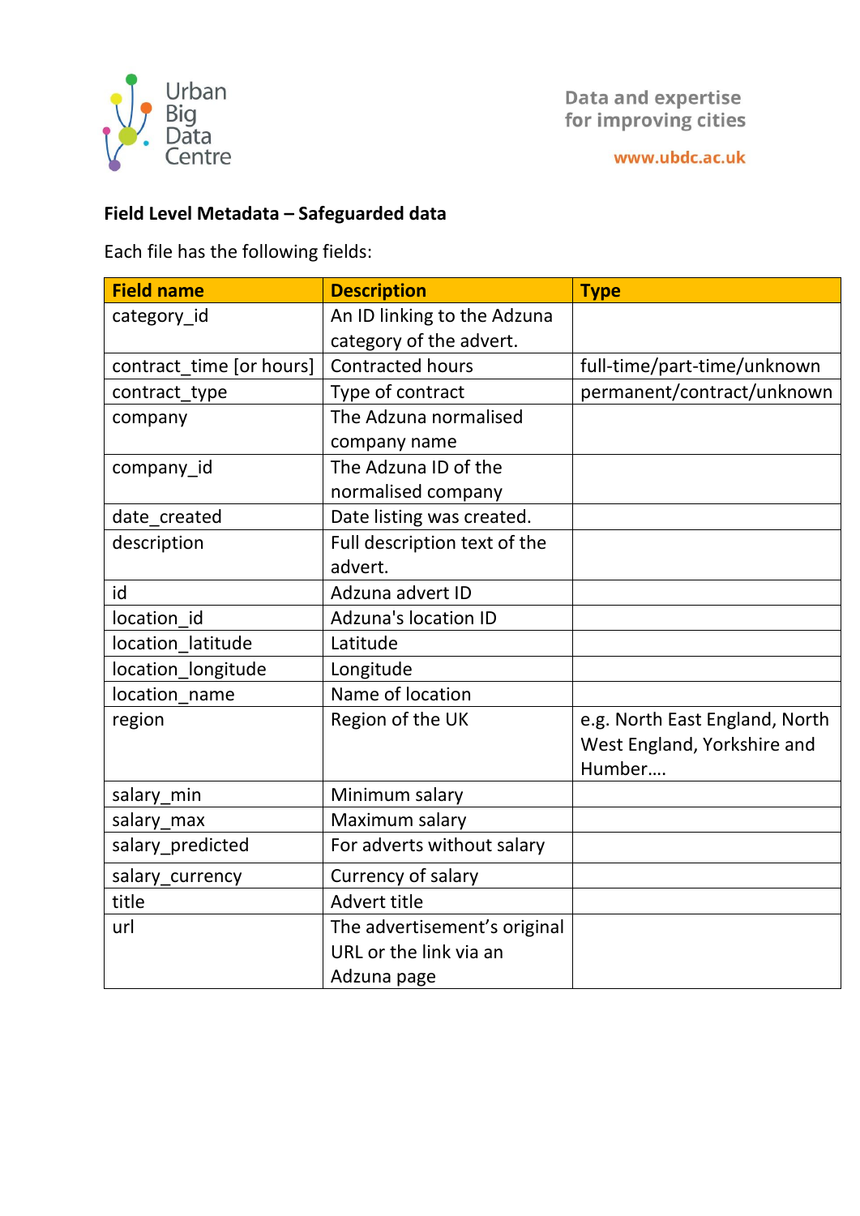Urban Big Data Centre

Data and expertise for improving cities

www.ubdc.ac.uk

**Field Level Metadata – Safeguarded data**

Each file has the following fields:

| Field name | Description | Type |
|---|---|---|
| category_id | An ID linking to the Adzuna category of the advert. | |
| contract_time [or hours] | Contracted hours | full-time/part-time/unknown |
| contract_type | Type of contract | permanent/contract/unknown |
| company | The Adzuna normalised company name | |
| company_id | The Adzuna ID of the normalised company | |
| date_created | Date listing was created. | |
| description | Full description text of the advert. | |
| id | Adzuna advert ID | |
| location_id | Adzuna's location ID | |
| location_latitude | Latitude | |
| location_longitude | Longitude | |
| location_name | Name of location | |
| region | Region of the UK | e.g. North East England, North West England, Yorkshire and Humber…. |
| salary_min | Minimum salary | |
| salary_max | Maximum salary | |
| salary_predicted | For adverts without salary | |
| salary_currency | Currency of salary | |
| title | Advert title | |
| url | The advertisement's original URL or the link via an Adzuna page | |